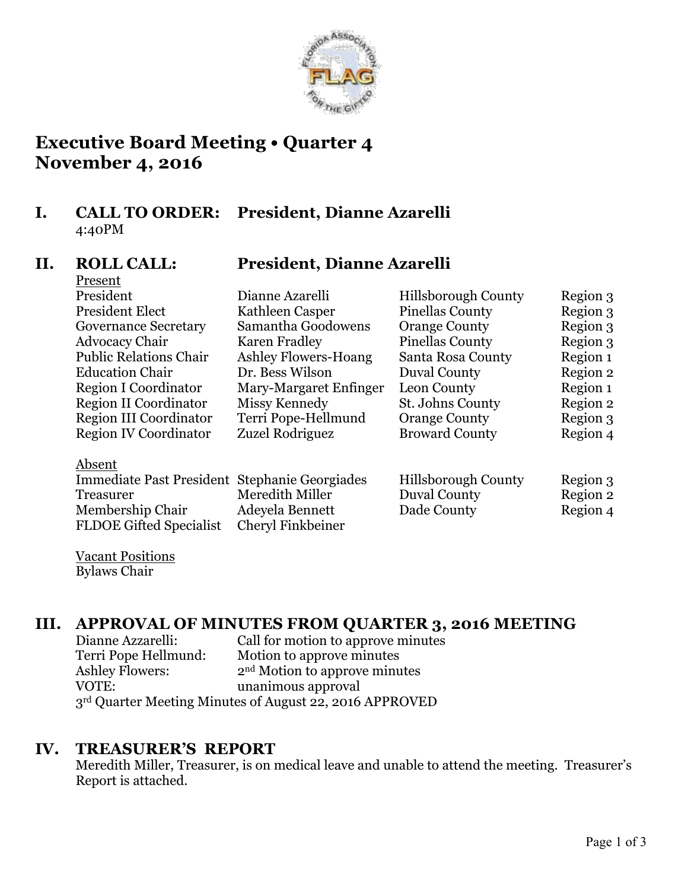# Executive Board Meeting • Quarter 4
# November 4, 2016

## I. CALL TO ORDER: President, Dianne Azarelli

4:40PM

## II. ROLL CALL: President, Dianne Azarelli

Present

| | | | |
|---|---|---|---|
| President | Dianne Azarelli | Hillsborough County | Region 3 |
| President Elect | Kathleen Casper | Pinellas County | Region 3 |
| Governance Secretary | Samantha Goodowens | Orange County | Region 3 |
| Advocacy Chair | Karen Fradley | Pinellas County | Region 3 |
| Public Relations Chair | Ashley Flowers-Hoang | Santa Rosa County | Region 1 |
| Education Chair | Dr. Bess Wilson | Duval County | Region 2 |
| Region I Coordinator | Mary-Margaret Enfinger | Leon County | Region 1 |
| Region II Coordinator | Missy Kennedy | St. Johns County | Region 2 |
| Region III Coordinator | Terri Pope-Hellmund | Orange County | Region 3 |
| Region IV Coordinator | Zuzel Rodriguez | Broward County | Region 4 |

Absent

| | | | |
|---|---|---|---|
| Immediate Past President | Stephanie Georgiades | Hillsborough County | Region 3 |
| Treasurer | Meredith Miller | Duval County | Region 2 |
| Membership Chair | Adeyela Bennett | Dade County | Region 4 |
| FLDOE Gifted Specialist | Cheryl Finkbeiner | | |

Vacant Positions

Bylaws Chair

## III. APPROVAL OF MINUTES FROM QUARTER 3, 2016 MEETING

| | |
|---|---|
| Dianne Azzarelli: | Call for motion to approve minutes |
| Terri Pope Hellmund: | Motion to approve minutes |
| Ashley Flowers: | 2nd Motion to approve minutes |
| VOTE: | unanimous approval |

3rd Quarter Meeting Minutes of August 22, 2016 APPROVED

## IV. TREASURER'S REPORT

Meredith Miller, Treasurer, is on medical leave and unable to attend the meeting. Treasurer's Report is attached.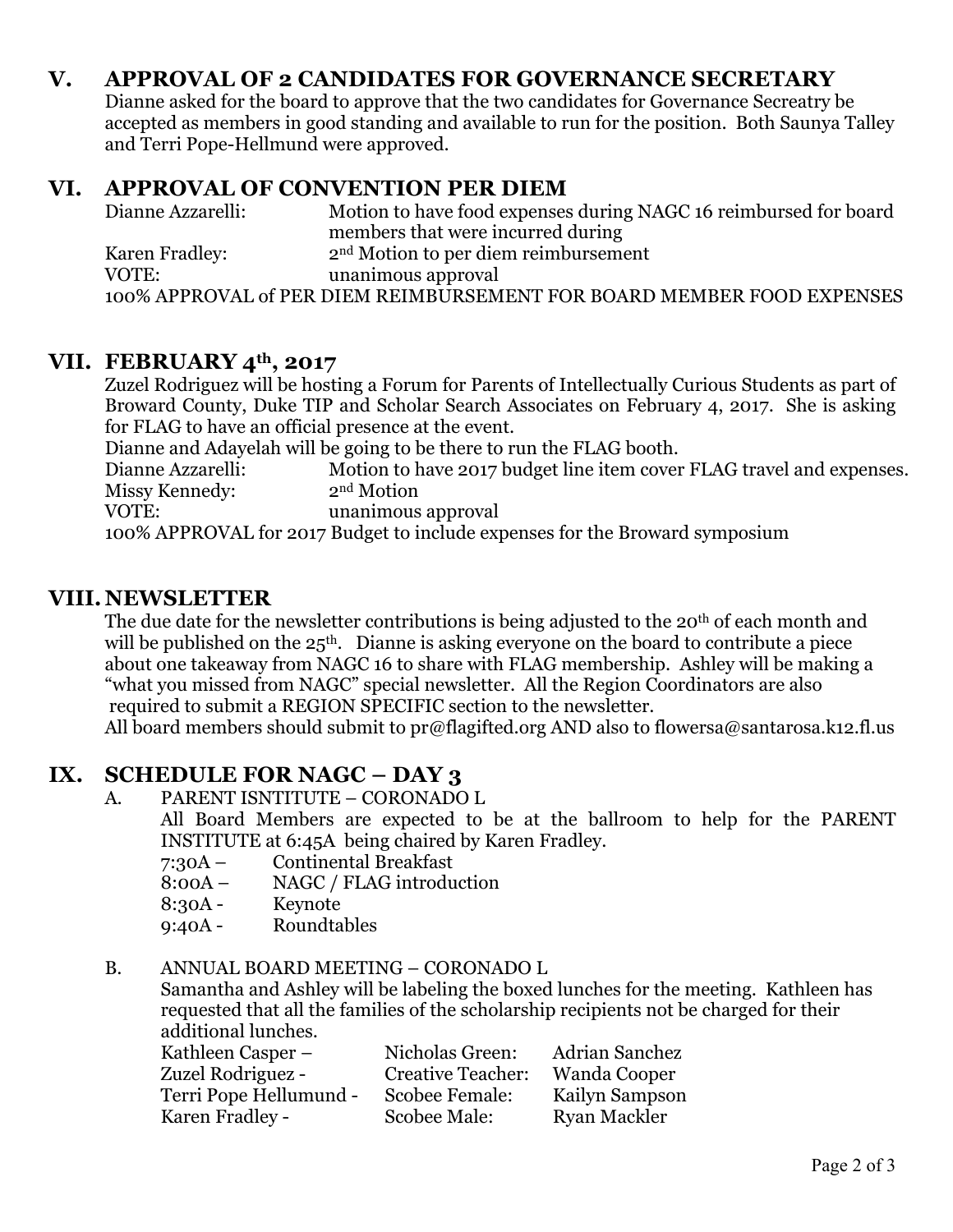## V. APPROVAL OF 2 CANDIDATES FOR GOVERNANCE SECRETARY

Dianne asked for the board to approve that the two candidates for Governance Secreatry be accepted as members in good standing and available to run for the position. Both Saunya Talley and Terri Pope-Hellmund were approved.

## VI. APPROVAL OF CONVENTION PER DIEM

| | |
|---|---|
| Dianne Azzarelli: | Motion to have food expenses during NAGC 16 reimbursed for board members that were incurred during |
| Karen Fradley: | 2nd Motion to per diem reimbursement |
| VOTE: | unanimous approval |

100% APPROVAL of PER DIEM REIMBURSEMENT FOR BOARD MEMBER FOOD EXPENSES

## VII. FEBRUARY 4th, 2017

Zuzel Rodriguez will be hosting a Forum for Parents of Intellectually Curious Students as part of Broward County, Duke TIP and Scholar Search Associates on February 4, 2017. She is asking for FLAG to have an official presence at the event.

Dianne and Adayelah will be going to be there to run the FLAG booth.

| | |
|---|---|
| Dianne Azzarelli: | Motion to have 2017 budget line item cover FLAG travel and expenses. |
| Missy Kennedy: | 2nd Motion |
| VOTE: | unanimous approval |

100% APPROVAL for 2017 Budget to include expenses for the Broward symposium

## VIII. NEWSLETTER

The due date for the newsletter contributions is being adjusted to the 20th of each month and will be published on the 25th. Dianne is asking everyone on the board to contribute a piece about one takeaway from NAGC 16 to share with FLAG membership. Ashley will be making a "what you missed from NAGC" special newsletter. All the Region Coordinators are also required to submit a REGION SPECIFIC section to the newsletter.

All board members should submit to pr@flagifted.org AND also to flowersa@santarosa.k12.fl.us

## IX. SCHEDULE FOR NAGC – DAY 3

A. PARENT ISNTITUTE – CORONADO L

All Board Members are expected to be at the ballroom to help for the PARENT INSTITUTE at 6:45A being chaired by Karen Fradley.

- 7:30A – Continental Breakfast
- 8:00A – NAGC / FLAG introduction
- 8:30A - Keynote
- 9:40A - Roundtables

B. ANNUAL BOARD MEETING – CORONADO L

Samantha and Ashley will be labeling the boxed lunches for the meeting. Kathleen has requested that all the families of the scholarship recipients not be charged for their additional lunches.

| | | |
|---|---|---|
| Kathleen Casper – | Nicholas Green: | Adrian Sanchez |
| Zuzel Rodriguez - | Creative Teacher: | Wanda Cooper |
| Terri Pope Hellumund - | Scobee Female: | Kailyn Sampson |
| Karen Fradley - | Scobee Male: | Ryan Mackler |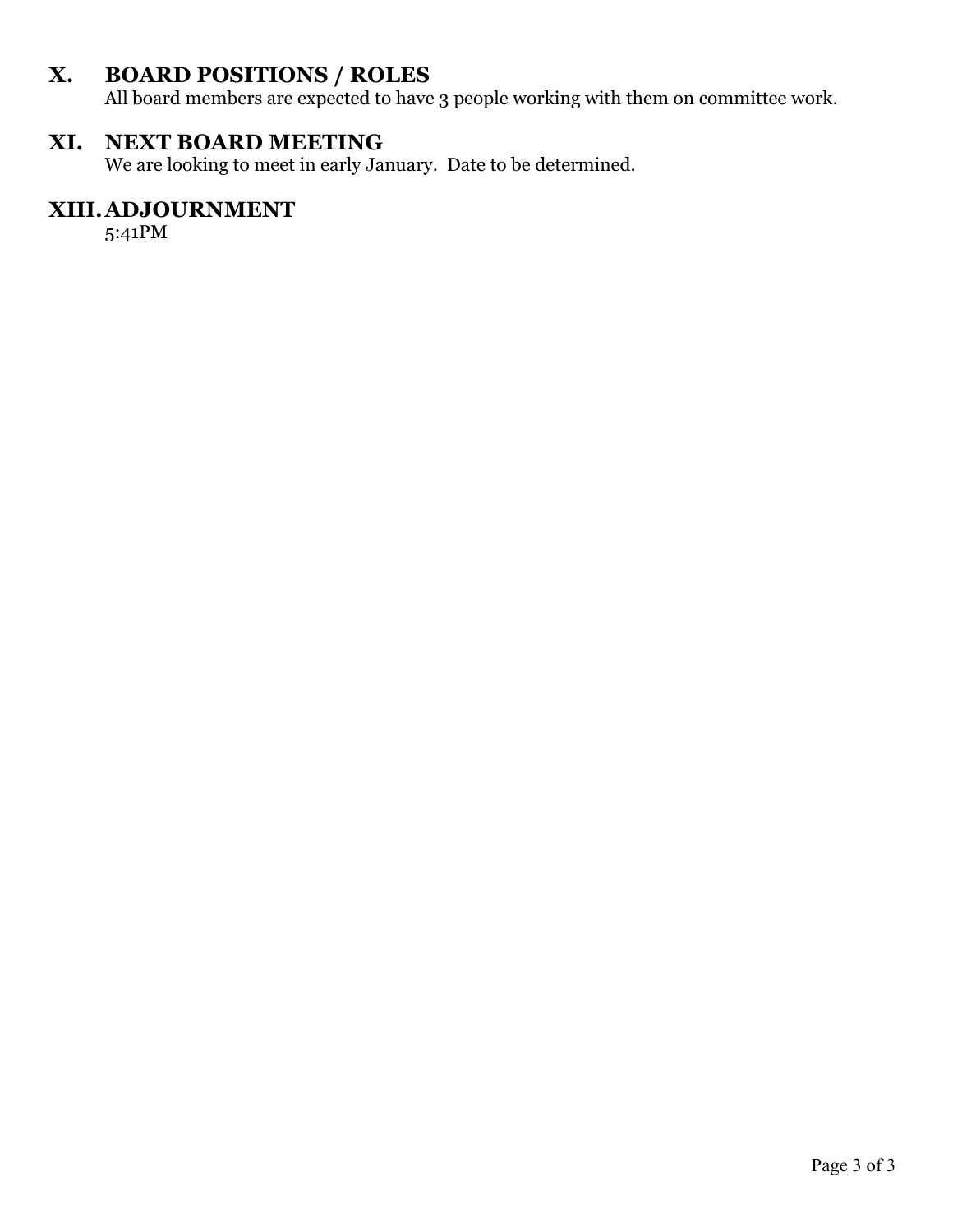## X. BOARD POSITIONS / ROLES

All board members are expected to have 3 people working with them on committee work.

## XI. NEXT BOARD MEETING

We are looking to meet in early January. Date to be determined.

## XIII. ADJOURNMENT

5:41PM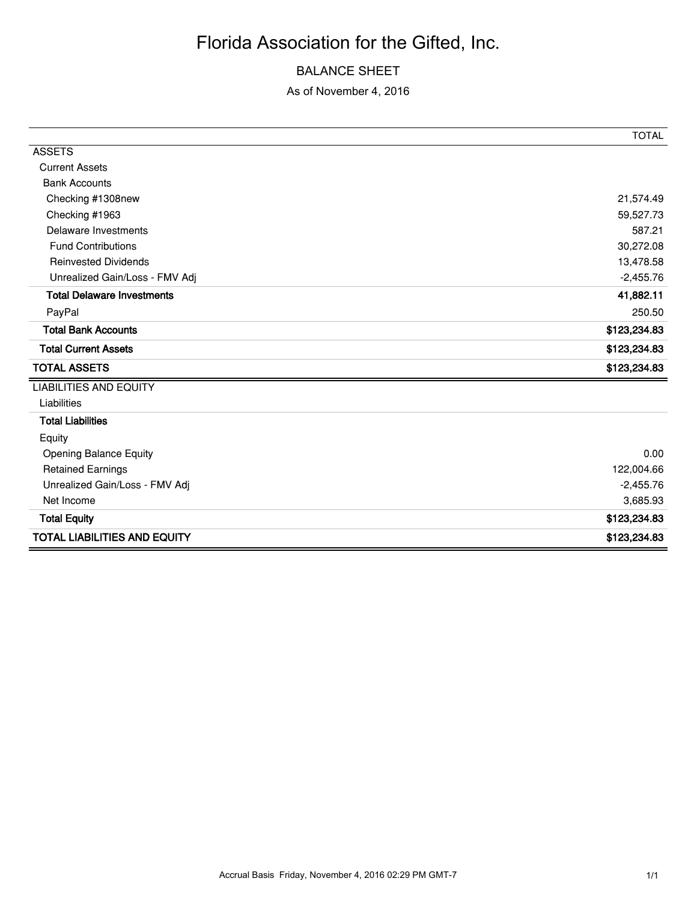# Florida Association for the Gifted, Inc.

## BALANCE SHEET

As of November 4, 2016

| | TOTAL |
|---|---|
| ASSETS | |
| Current Assets | |
| Bank Accounts | |
| Checking #1308new | 21,574.49 |
| Checking #1963 | 59,527.73 |
| Delaware Investments | 587.21 |
| Fund Contributions | 30,272.08 |
| Reinvested Dividends | 13,478.58 |
| Unrealized Gain/Loss - FMV Adj | -2,455.76 |
| **Total Delaware Investments** | **41,882.11** |
| PayPal | 250.50 |
| **Total Bank Accounts** | **$123,234.83** |
| **Total Current Assets** | **$123,234.83** |
| **TOTAL ASSETS** | **$123,234.83** |
| LIABILITIES AND EQUITY | |
| Liabilities | |
| **Total Liabilities** | |
| Equity | |
| Opening Balance Equity | 0.00 |
| Retained Earnings | 122,004.66 |
| Unrealized Gain/Loss - FMV Adj | -2,455.76 |
| Net Income | 3,685.93 |
| **Total Equity** | **$123,234.83** |
| **TOTAL LIABILITIES AND EQUITY** | **$123,234.83** |

Accrual Basis Friday, November 4, 2016 02:29 PM GMT-7